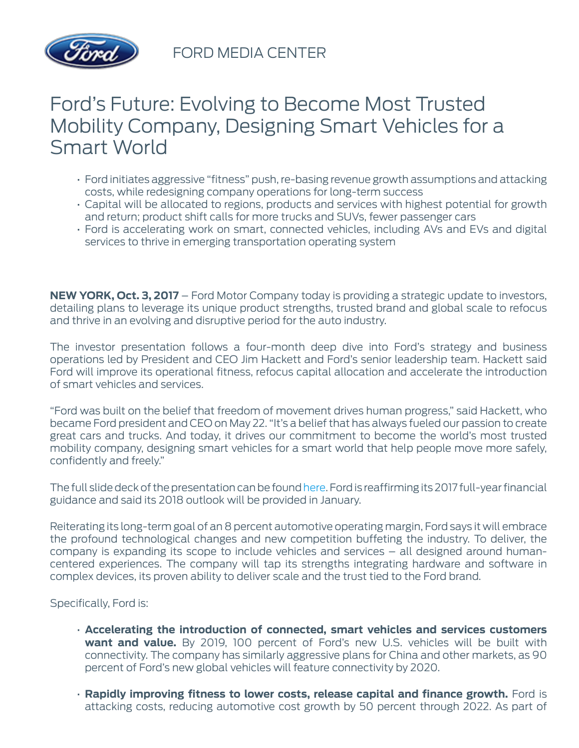FORD MEDIA CENTER

# Ford's Future: Evolving to Become Most Trusted Mobility Company, Designing Smart Vehicles for a Smart World

- Ford initiates aggressive "fitness" push, re-basing revenue growth assumptions and attacking costs, while redesigning company operations for long-term success
- Capital will be allocated to regions, products and services with highest potential for growth and return; product shift calls for more trucks and SUVs, fewer passenger cars
- Ford is accelerating work on smart, connected vehicles, including AVs and EVs and digital services to thrive in emerging transportation operating system

**NEW YORK, Oct. 3, 2017** – Ford Motor Company today is providing a strategic update to investors, detailing plans to leverage its unique product strengths, trusted brand and global scale to refocus and thrive in an evolving and disruptive period for the auto industry.

The investor presentation follows a four-month deep dive into Ford's strategy and business operations led by President and CEO Jim Hackett and Ford's senior leadership team. Hackett said Ford will improve its operational fitness, refocus capital allocation and accelerate the introduction of smart vehicles and services.

"Ford was built on the belief that freedom of movement drives human progress," said Hackett, who became Ford president and CEO on May 22. "It's a belief that has always fueled our passion to create great cars and trucks. And today, it drives our commitment to become the world's most trusted mobility company, designing smart vehicles for a smart world that help people move more safely, confidently and freely."

The full slide deck of the presentation can be found here. Ford is reaffirming its 2017 full-year financial guidance and said its 2018 outlook will be provided in January.

Reiterating its long-term goal of an 8 percent automotive operating margin, Ford says it will embrace the profound technological changes and new competition buffeting the industry. To deliver, the company is expanding its scope to include vehicles and services – all designed around human-centered experiences. The company will tap its strengths integrating hardware and software in complex devices, its proven ability to deliver scale and the trust tied to the Ford brand.

Specifically, Ford is:

- **Accelerating the introduction of connected, smart vehicles and services customers want and value.** By 2019, 100 percent of Ford's new U.S. vehicles will be built with connectivity. The company has similarly aggressive plans for China and other markets, as 90 percent of Ford's new global vehicles will feature connectivity by 2020.

- **Rapidly improving fitness to lower costs, release capital and finance growth.** Ford is attacking costs, reducing automotive cost growth by 50 percent through 2022. As part of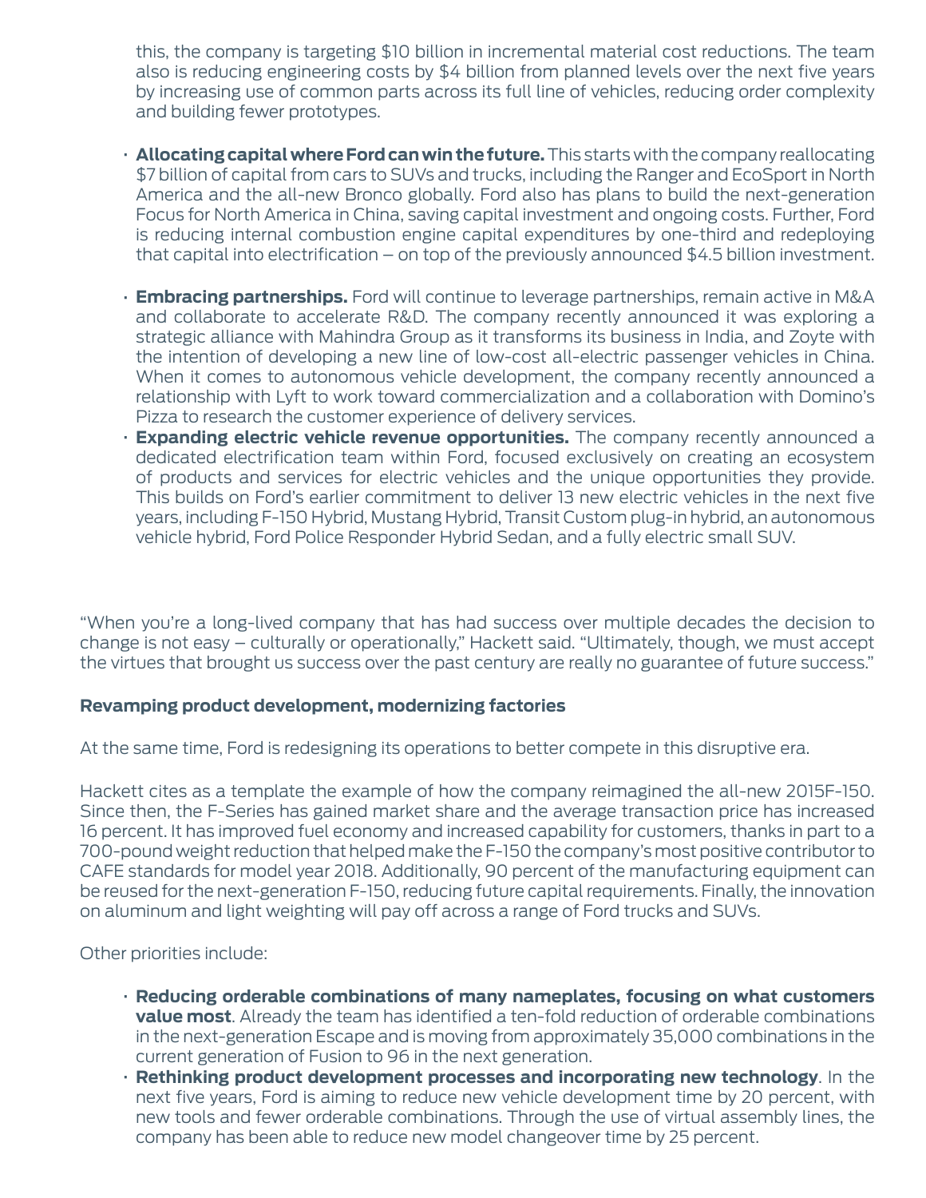this, the company is targeting $10 billion in incremental material cost reductions. The team also is reducing engineering costs by $4 billion from planned levels over the next five years by increasing use of common parts across its full line of vehicles, reducing order complexity and building fewer prototypes.

- **Allocating capital where Ford can win the future.** This starts with the company reallocating $7 billion of capital from cars to SUVs and trucks, including the Ranger and EcoSport in North America and the all-new Bronco globally. Ford also has plans to build the next-generation Focus for North America in China, saving capital investment and ongoing costs. Further, Ford is reducing internal combustion engine capital expenditures by one-third and redeploying that capital into electrification – on top of the previously announced $4.5 billion investment.

- **Embracing partnerships.** Ford will continue to leverage partnerships, remain active in M&A and collaborate to accelerate R&D. The company recently announced it was exploring a strategic alliance with Mahindra Group as it transforms its business in India, and Zoyte with the intention of developing a new line of low-cost all-electric passenger vehicles in China. When it comes to autonomous vehicle development, the company recently announced a relationship with Lyft to work toward commercialization and a collaboration with Domino's Pizza to research the customer experience of delivery services.
- **Expanding electric vehicle revenue opportunities.** The company recently announced a dedicated electrification team within Ford, focused exclusively on creating an ecosystem of products and services for electric vehicles and the unique opportunities they provide. This builds on Ford's earlier commitment to deliver 13 new electric vehicles in the next five years, including F-150 Hybrid, Mustang Hybrid, Transit Custom plug-in hybrid, an autonomous vehicle hybrid, Ford Police Responder Hybrid Sedan, and a fully electric small SUV.

"When you're a long-lived company that has had success over multiple decades the decision to change is not easy – culturally or operationally," Hackett said. "Ultimately, though, we must accept the virtues that brought us success over the past century are really no guarantee of future success."

### Revamping product development, modernizing factories

At the same time, Ford is redesigning its operations to better compete in this disruptive era.

Hackett cites as a template the example of how the company reimagined the all-new 2015F-150. Since then, the F-Series has gained market share and the average transaction price has increased 16 percent. It has improved fuel economy and increased capability for customers, thanks in part to a 700-pound weight reduction that helped make the F-150 the company's most positive contributor to CAFE standards for model year 2018. Additionally, 90 percent of the manufacturing equipment can be reused for the next-generation F-150, reducing future capital requirements. Finally, the innovation on aluminum and light weighting will pay off across a range of Ford trucks and SUVs.

Other priorities include:

- **Reducing orderable combinations of many nameplates, focusing on what customers value most**. Already the team has identified a ten-fold reduction of orderable combinations in the next-generation Escape and is moving from approximately 35,000 combinations in the current generation of Fusion to 96 in the next generation.
- **Rethinking product development processes and incorporating new technology**. In the next five years, Ford is aiming to reduce new vehicle development time by 20 percent, with new tools and fewer orderable combinations. Through the use of virtual assembly lines, the company has been able to reduce new model changeover time by 25 percent.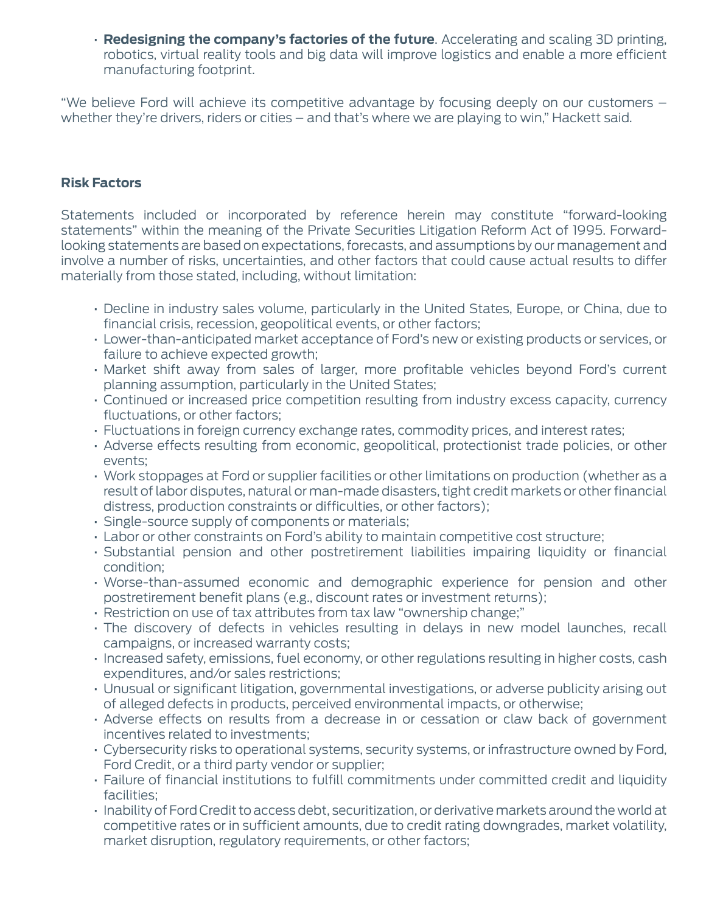- **Redesigning the company's factories of the future**. Accelerating and scaling 3D printing, robotics, virtual reality tools and big data will improve logistics and enable a more efficient manufacturing footprint.

"We believe Ford will achieve its competitive advantage by focusing deeply on our customers – whether they're drivers, riders or cities – and that's where we are playing to win," Hackett said.

**Risk Factors**

Statements included or incorporated by reference herein may constitute "forward-looking statements" within the meaning of the Private Securities Litigation Reform Act of 1995. Forward-looking statements are based on expectations, forecasts, and assumptions by our management and involve a number of risks, uncertainties, and other factors that could cause actual results to differ materially from those stated, including, without limitation:

- Decline in industry sales volume, particularly in the United States, Europe, or China, due to financial crisis, recession, geopolitical events, or other factors;
- Lower-than-anticipated market acceptance of Ford's new or existing products or services, or failure to achieve expected growth;
- Market shift away from sales of larger, more profitable vehicles beyond Ford's current planning assumption, particularly in the United States;
- Continued or increased price competition resulting from industry excess capacity, currency fluctuations, or other factors;
- Fluctuations in foreign currency exchange rates, commodity prices, and interest rates;
- Adverse effects resulting from economic, geopolitical, protectionist trade policies, or other events;
- Work stoppages at Ford or supplier facilities or other limitations on production (whether as a result of labor disputes, natural or man-made disasters, tight credit markets or other financial distress, production constraints or difficulties, or other factors);
- Single-source supply of components or materials;
- Labor or other constraints on Ford's ability to maintain competitive cost structure;
- Substantial pension and other postretirement liabilities impairing liquidity or financial condition;
- Worse-than-assumed economic and demographic experience for pension and other postretirement benefit plans (e.g., discount rates or investment returns);
- Restriction on use of tax attributes from tax law "ownership change;"
- The discovery of defects in vehicles resulting in delays in new model launches, recall campaigns, or increased warranty costs;
- Increased safety, emissions, fuel economy, or other regulations resulting in higher costs, cash expenditures, and/or sales restrictions;
- Unusual or significant litigation, governmental investigations, or adverse publicity arising out of alleged defects in products, perceived environmental impacts, or otherwise;
- Adverse effects on results from a decrease in or cessation or claw back of government incentives related to investments;
- Cybersecurity risks to operational systems, security systems, or infrastructure owned by Ford, Ford Credit, or a third party vendor or supplier;
- Failure of financial institutions to fulfill commitments under committed credit and liquidity facilities;
- Inability of Ford Credit to access debt, securitization, or derivative markets around the world at competitive rates or in sufficient amounts, due to credit rating downgrades, market volatility, market disruption, regulatory requirements, or other factors;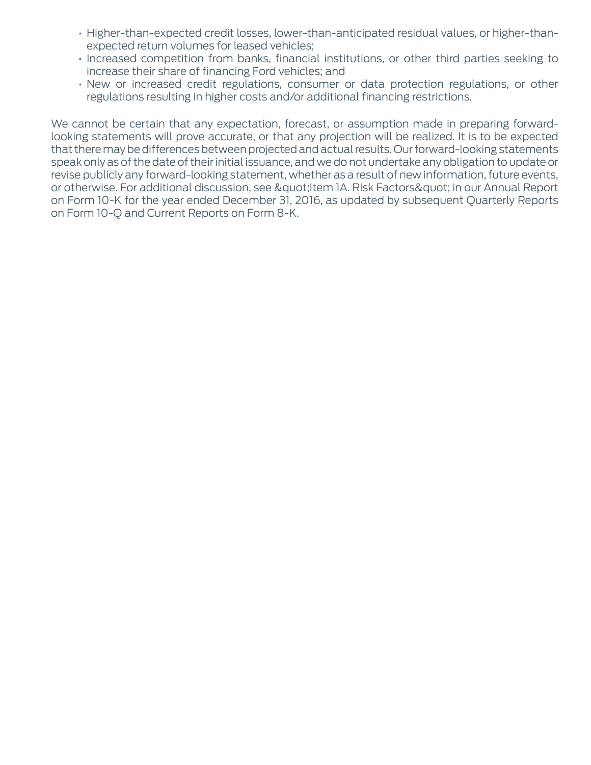- Higher-than-expected credit losses, lower-than-anticipated residual values, or higher-than-expected return volumes for leased vehicles;
- Increased competition from banks, financial institutions, or other third parties seeking to increase their share of financing Ford vehicles; and
- New or increased credit regulations, consumer or data protection regulations, or other regulations resulting in higher costs and/or additional financing restrictions.

We cannot be certain that any expectation, forecast, or assumption made in preparing forward-looking statements will prove accurate, or that any projection will be realized. It is to be expected that there may be differences between projected and actual results. Our forward-looking statements speak only as of the date of their initial issuance, and we do not undertake any obligation to update or revise publicly any forward-looking statement, whether as a result of new information, future events, or otherwise. For additional discussion, see &quot;Item 1A. Risk Factors&quot; in our Annual Report on Form 10-K for the year ended December 31, 2016, as updated by subsequent Quarterly Reports on Form 10-Q and Current Reports on Form 8-K.